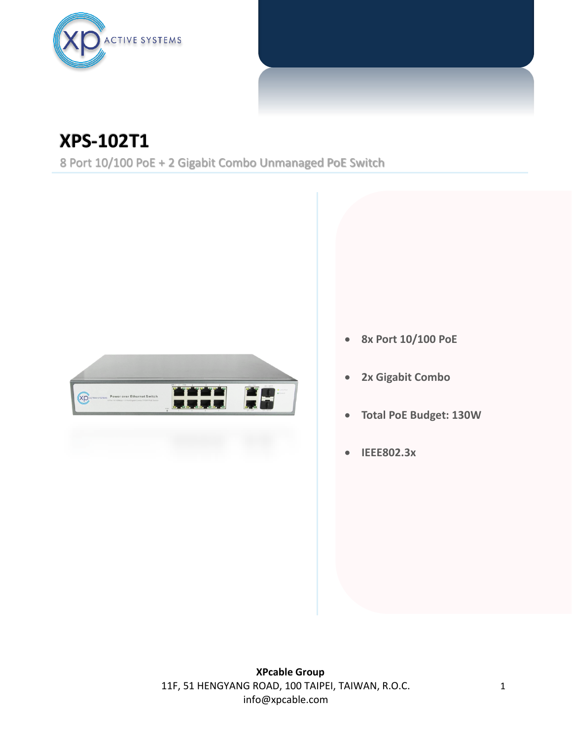# XPS-102T1

8 Port 10/100 PoE + 2 Gigabit Combo Unmanaged PoE Switch

- **8x Port 10/100 PoE**
- **2x Gigabit Combo**
- **Total PoE Budget: 130W**
- **IEEE802.3x**

**XPcable Group**
11F, 51 HENGYANG ROAD, 100 TAIPEI, TAIWAN, R.O.C.
info@xpcable.com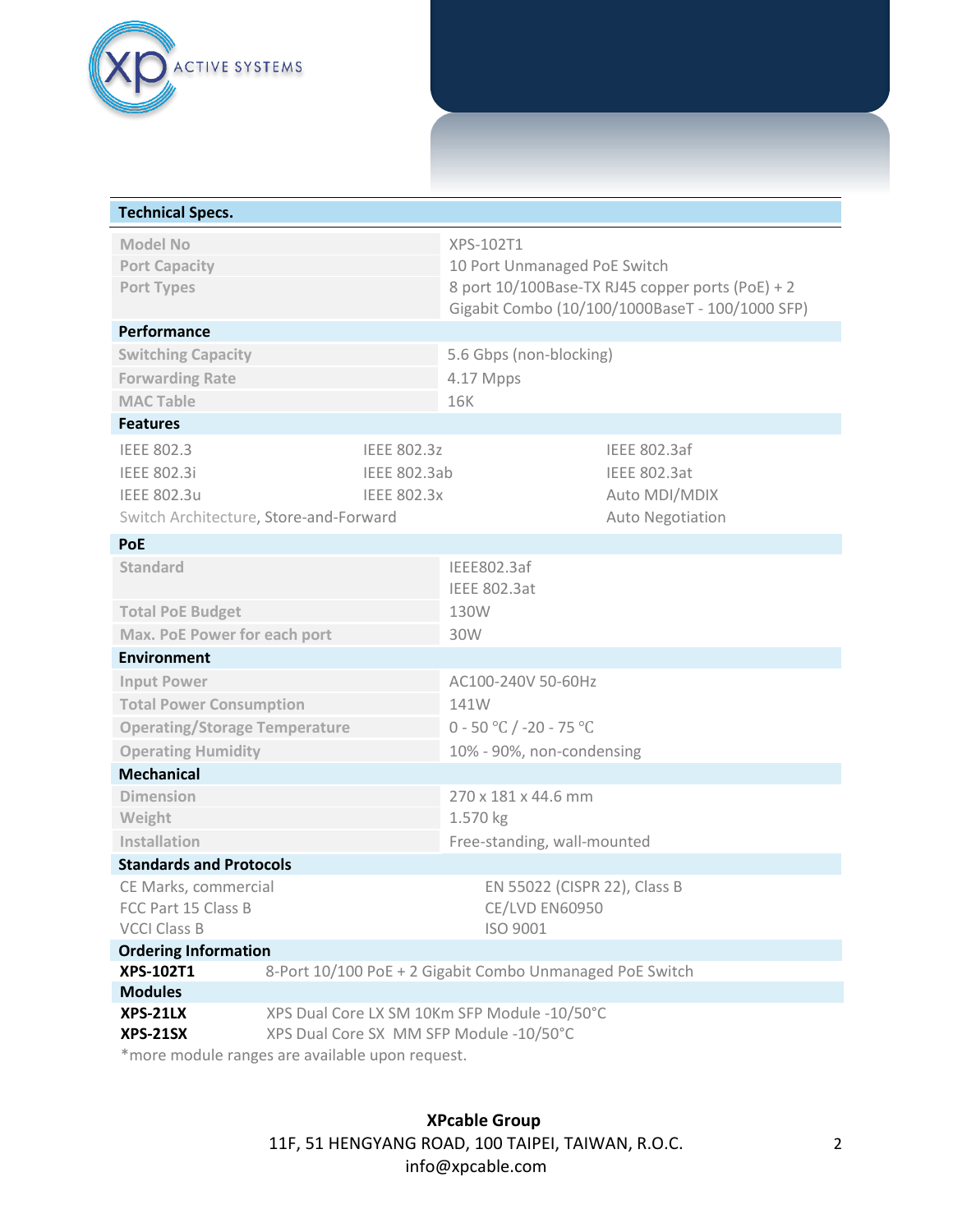XP ACTIVE SYSTEMS

## Technical Specs.

| | |
|---|---|
| Model No | XPS-102T1 |
| Port Capacity | 10 Port Unmanaged PoE Switch |
| Port Types | 8 port 10/100Base-TX RJ45 copper ports (PoE) + 2 Gigabit Combo (10/100/1000BaseT - 100/1000 SFP) |

### Performance

| | |
|---|---|
| Switching Capacity | 5.6 Gbps (non-blocking) |
| Forwarding Rate | 4.17 Mpps |
| MAC Table | 16K |

### Features

| | | |
|---|---|---|
| IEEE 802.3 | IEEE 802.3z | IEEE 802.3af |
| IEEE 802.3i | IEEE 802.3ab | IEEE 802.3at |
| IEEE 802.3u | IEEE 802.3x | Auto MDI/MDIX |
| Switch Architecture, Store-and-Forward | | Auto Negotiation |

### PoE

| | |
|---|---|
| Standard | IEEE802.3af<br>IEEE 802.3at |
| Total PoE Budget | 130W |
| Max. PoE Power for each port | 30W |

### Environment

| | |
|---|---|
| Input Power | AC100-240V 50-60Hz |
| Total Power Consumption | 141W |
| Operating/Storage Temperature | 0 - 50 ℃ / -20 - 75 ℃ |
| Operating Humidity | 10% - 90%, non-condensing |

### Mechanical

| | |
|---|---|
| Dimension | 270 x 181 x 44.6 mm |
| Weight | 1.570 kg |
| Installation | Free-standing, wall-mounted |

### Standards and Protocols

| | |
|---|---|
| CE Marks, commercial | EN 55022 (CISPR 22), Class B |
| FCC Part 15 Class B | CE/LVD EN60950 |
| VCCI Class B | ISO 9001 |

### Ordering Information

| | |
|---|---|
| **XPS-102T1** | 8-Port 10/100 PoE + 2 Gigabit Combo Unmanaged PoE Switch |

### Modules

| | |
|---|---|
| **XPS-21LX** | XPS Dual Core LX SM 10Km SFP Module -10/50°C |
| **XPS-21SX** | XPS Dual Core SX MM SFP Module -10/50°C |

*more module ranges are available upon request.

**XPcable Group**
11F, 51 HENGYANG ROAD, 100 TAIPEI, TAIWAN, R.O.C.
info@xpcable.com